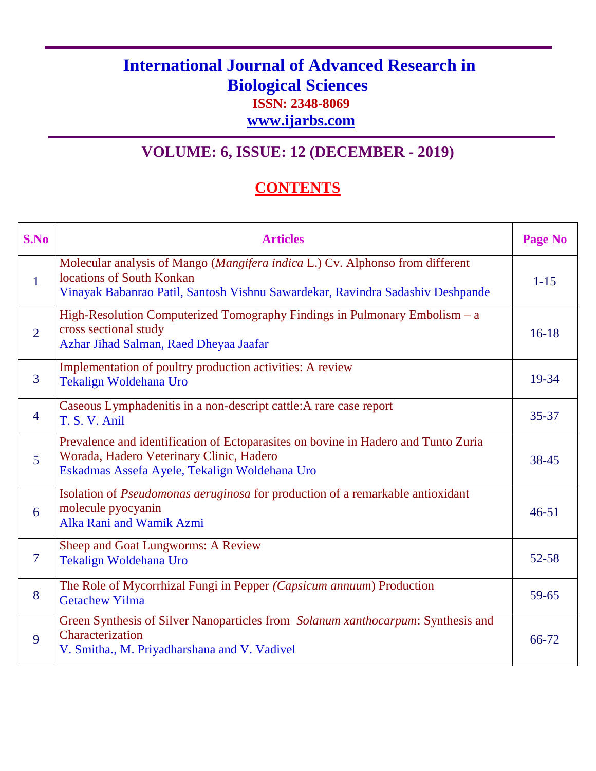# International Journal of Advanced Research in Biological Sciences

**ISSN: 2348-8069**

**www.ijarbs.com**

## VOLUME: 6, ISSUE: 12 (DECEMBER - 2019)

## CONTENTS

| S.No | Articles | Page No |
|---|---|---|
| 1 | Molecular analysis of Mango (*Mangifera indica* L.) Cv. Alphonso from different locations of South Konkan<br>Vinayak Babanrao Patil, Santosh Vishnu Sawardekar, Ravindra Sadashiv Deshpande | 1-15 |
| 2 | High-Resolution Computerized Tomography Findings in Pulmonary Embolism – a cross sectional study<br>Azhar Jihad Salman, Raed Dheyaa Jaafar | 16-18 |
| 3 | Implementation of poultry production activities: A review<br>Tekalign Woldehana Uro | 19-34 |
| 4 | Caseous Lymphadenitis in a non-descript cattle:A rare case report<br>T. S. V. Anil | 35-37 |
| 5 | Prevalence and identification of Ectoparasites on bovine in Hadero and Tunto Zuria Worada, Hadero Veterinary Clinic, Hadero<br>Eskadmas Assefa Ayele, Tekalign Woldehana Uro | 38-45 |
| 6 | Isolation of *Pseudomonas aeruginosa* for production of a remarkable antioxidant molecule pyocyanin<br>Alka Rani and Wamik Azmi | 46-51 |
| 7 | Sheep and Goat Lungworms: A Review<br>Tekalign Woldehana Uro | 52-58 |
| 8 | The Role of Mycorrhizal Fungi in Pepper *(Capsicum annuum*) Production<br>Getachew Yilma | 59-65 |
| 9 | Green Synthesis of Silver Nanoparticles from *Solanum xanthocarpum*: Synthesis and Characterization<br>V. Smitha., M. Priyadharshana and V. Vadivel | 66-72 |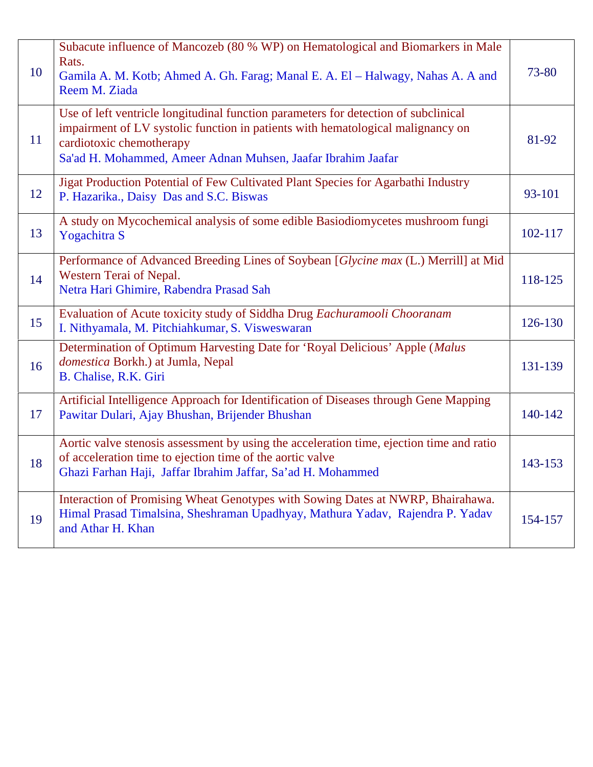| | | |
|---|---|---|
| 10 | Subacute influence of Mancozeb (80 % WP) on Hematological and Biomarkers in Male Rats.<br>Gamila A. M. Kotb; Ahmed A. Gh. Farag; Manal E. A. El – Halwagy, Nahas A. A and Reem M. Ziada | 73-80 |
| 11 | Use of left ventricle longitudinal function parameters for detection of subclinical impairment of LV systolic function in patients with hematological malignancy on cardiotoxic chemotherapy<br>Sa'ad H. Mohammed, Ameer Adnan Muhsen, Jaafar Ibrahim Jaafar | 81-92 |
| 12 | Jigat Production Potential of Few Cultivated Plant Species for Agarbathi Industry<br>P. Hazarika., Daisy Das and S.C. Biswas | 93-101 |
| 13 | A study on Mycochemical analysis of some edible Basiodiomycetes mushroom fungi<br>Yogachitra S | 102-117 |
| 14 | Performance of Advanced Breeding Lines of Soybean [*Glycine max* (L.) Merrill] at Mid Western Terai of Nepal.<br>Netra Hari Ghimire, Rabendra Prasad Sah | 118-125 |
| 15 | Evaluation of Acute toxicity study of Siddha Drug *Eachuramooli Chooranam*<br>I. Nithyamala, M. Pitchiahkumar, S. Visweswaran | 126-130 |
| 16 | Determination of Optimum Harvesting Date for 'Royal Delicious' Apple (*Malus domestica* Borkh.) at Jumla, Nepal<br>B. Chalise, R.K. Giri | 131-139 |
| 17 | Artificial Intelligence Approach for Identification of Diseases through Gene Mapping<br>Pawitar Dulari, Ajay Bhushan, Brijender Bhushan | 140-142 |
| 18 | Aortic valve stenosis assessment by using the acceleration time, ejection time and ratio of acceleration time to ejection time of the aortic valve<br>Ghazi Farhan Haji, Jaffar Ibrahim Jaffar, Sa'ad H. Mohammed | 143-153 |
| 19 | Interaction of Promising Wheat Genotypes with Sowing Dates at NWRP, Bhairahawa.<br>Himal Prasad Timalsina, Sheshraman Upadhyay, Mathura Yadav, Rajendra P. Yadav and Athar H. Khan | 154-157 |